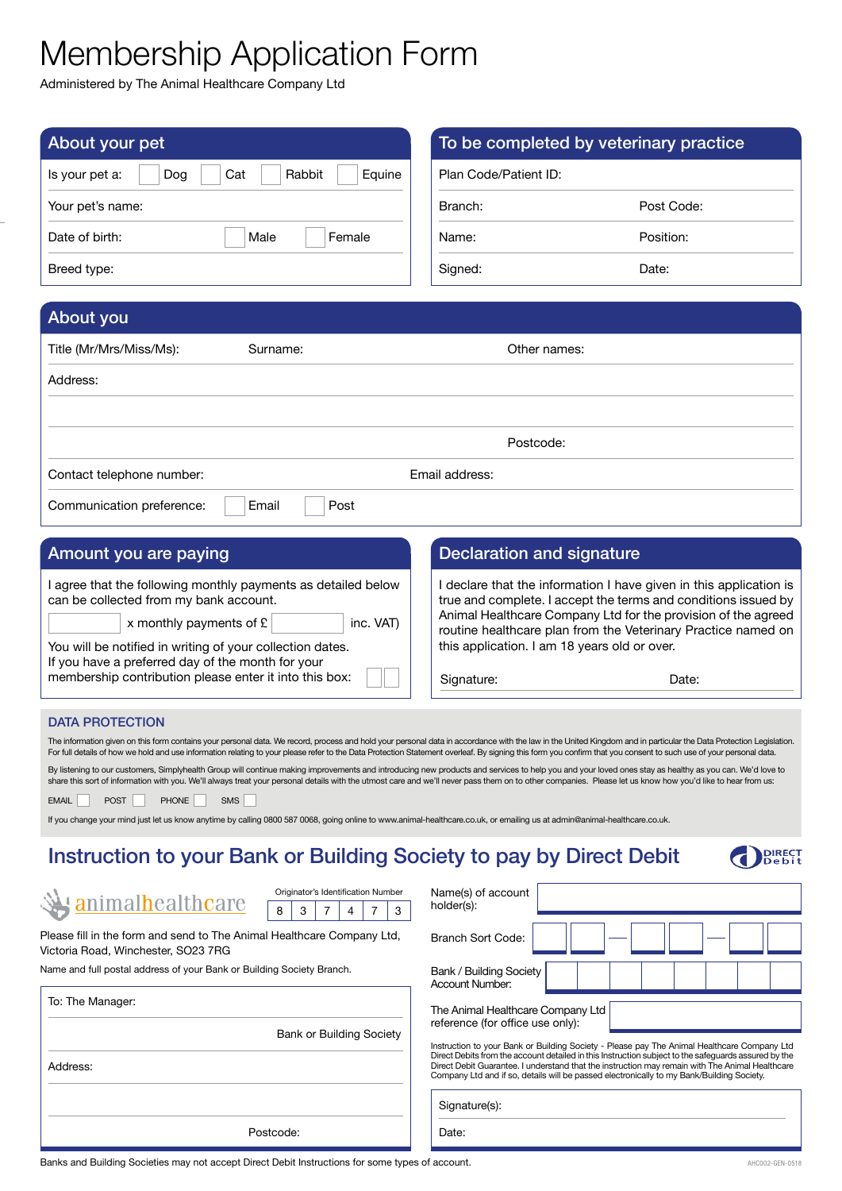# Membership Application Form

Administered by The Animal Healthcare Company Ltd

## About your pet

Is your pet a: ☐ Dog ☐ Cat ☐ Rabbit ☐ Equine

Your pet's name:

Date of birth: ☐ Male ☐ Female

Breed type:

## To be completed by veterinary practice

Plan Code/Patient ID:

Branch: Post Code:

Name: Position:

Signed: Date:

## About you

Title (Mr/Mrs/Miss/Ms): Surname: Other names:

Address:

Postcode:

Contact telephone number: Email address:

Communication preference: ☐ Email ☐ Post

## Amount you are paying

I agree that the following monthly payments as detailed below can be collected from my bank account.

☐ x monthly payments of £ ☐ inc. VAT)

You will be notified in writing of your collection dates. If you have a preferred day of the month for your membership contribution please enter it into this box: ☐☐

## Declaration and signature

I declare that the information I have given in this application is true and complete. I accept the terms and conditions issued by Animal Healthcare Company Ltd for the provision of the agreed routine healthcare plan from the Veterinary Practice named on this application. I am 18 years old or over.

Signature: Date:

### DATA PROTECTION

The information given on this form contains your personal data. We record, process and hold your personal data in accordance with the law in the United Kingdom and in particular the Data Protection Legislation. For full details of how we hold and use information relating to your please refer to the Data Protection Statement overleaf. By signing this form you confirm that you consent to such use of your personal data.

By listening to our customers, Simplyhealth Group will continue making improvements and introducing new products and services to help you and your loved ones stay as healthy as you can. We'd love to share this sort of information with you. We'll always treat your personal details with the utmost care and we'll never pass them on to other companies. Please let us know how you'd like to hear from us:

EMAIL ☐ POST ☐ PHONE ☐ SMS ☐

If you change your mind just let us know anytime by calling 0800 587 0068, going online to www.animal-healthcare.co.uk, or emailing us at admin@animal-healthcare.co.uk.

## Instruction to your Bank or Building Society to pay by Direct Debit

DIRECT Debit

animalhealthcare

Originator's Identification Number

| 8 | 3 | 7 | 4 | 7 | 3 |
|---|---|---|---|---|---|

Please fill in the form and send to The Animal Healthcare Company Ltd, Victoria Road, Winchester, SO23 7RG

Name and full postal address of your Bank or Building Society Branch.

To: The Manager:

Bank or Building Society

Address:

Postcode:

Name(s) of account holder(s):

Branch Sort Code: ☐☐ – ☐☐ – ☐☐

Bank / Building Society Account Number: ☐☐☐☐☐☐☐☐

The Animal Healthcare Company Ltd reference (for office use only):

Instruction to your Bank or Building Society - Please pay The Animal Healthcare Company Ltd Direct Debits from the account detailed in this Instruction subject to the safeguards assured by the Direct Debit Guarantee. I understand that the instruction may remain with The Animal Healthcare Company Ltd and if so, details will be passed electronically to my Bank/Building Society.

Signature(s):

Date:

Banks and Building Societies may not accept Direct Debit Instructions for some types of account.

AHC002-GEN-0518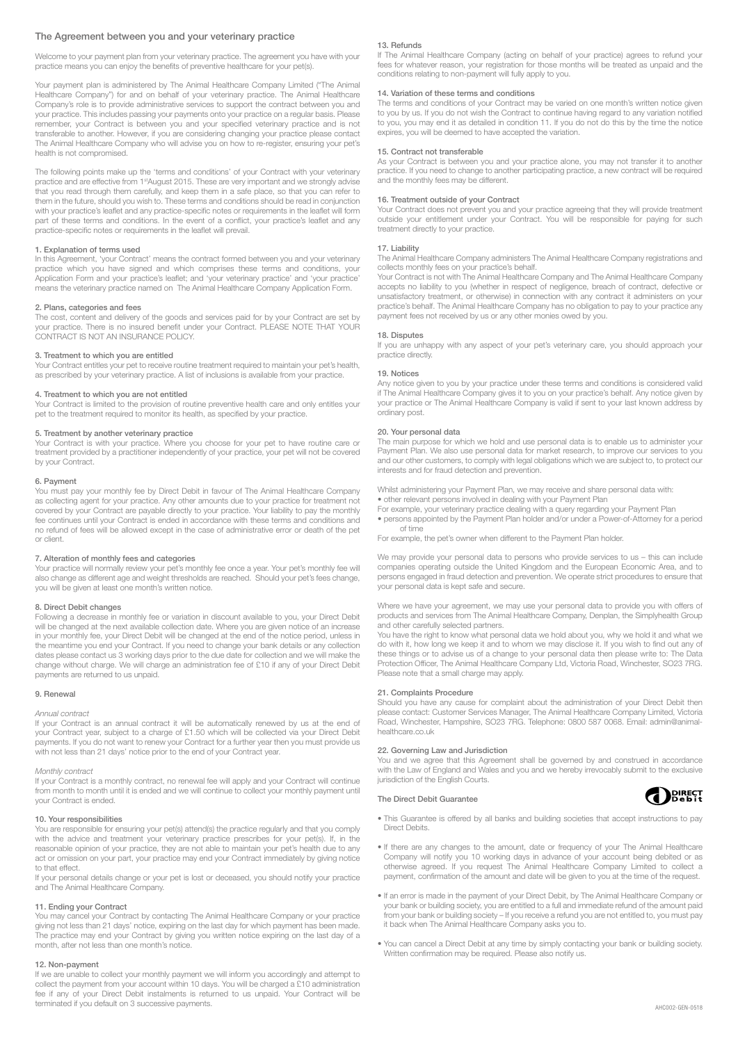## The Agreement between you and your veterinary practice

Welcome to your payment plan from your veterinary practice. The agreement you have with your practice means you can enjoy the benefits of preventive healthcare for your pet(s).

Your payment plan is administered by The Animal Healthcare Company Limited ("The Animal Healthcare Company") for and on behalf of your veterinary practice. The Animal Healthcare Company's role is to provide administrative services to support the contract between you and your practice. This includes passing your payments onto your practice on a regular basis. Please remember, your Contract is between you and your specified veterinary practice and is not transferable to another. However, if you are considering changing your practice please contact The Animal Healthcare Company who will advise you on how to re-register, ensuring your pet's health is not compromised.

The following points make up the 'terms and conditions' of your Contract with your veterinary practice and are effective from 1st August 2015. These are very important and we strongly advise that you read through them carefully, and keep them in a safe place, so that you can refer to them in the future, should you wish to. These terms and conditions should be read in conjunction with your practice's leaflet and any practice-specific notes or requirements in the leaflet will form part of these terms and conditions. In the event of a conflict, your practice's leaflet and any practice-specific notes or requirements in the leaflet will prevail.

### 1. Explanation of terms used

In this Agreement, 'your Contract' means the contract formed between you and your veterinary practice which you have signed and which comprises these terms and conditions, your Application Form and your practice's leaflet; and 'your veterinary practice' and 'your practice' means the veterinary practice named on The Animal Healthcare Company Application Form.

### 2. Plans, categories and fees

The cost, content and delivery of the goods and services paid for by your Contract are set by your practice. There is no insured benefit under your Contract. PLEASE NOTE THAT YOUR CONTRACT IS NOT AN INSURANCE POLICY.

### 3. Treatment to which you are entitled

Your Contract entitles your pet to receive routine treatment required to maintain your pet's health, as prescribed by your veterinary practice. A list of inclusions is available from your practice.

### 4. Treatment to which you are not entitled

Your Contract is limited to the provision of routine preventive health care and only entitles your pet to the treatment required to monitor its health, as specified by your practice.

### 5. Treatment by another veterinary practice

Your Contract is with your practice. Where you choose for your pet to have routine care or treatment provided by a practitioner independently of your practice, your pet will not be covered by your Contract.

### 6. Payment

You must pay your monthly fee by Direct Debit in favour of The Animal Healthcare Company as collecting agent for your practice. Any other amounts due to your practice for treatment not covered by your Contract are payable directly to your practice. Your liability to pay the monthly fee continues until your Contract is ended in accordance with these terms and conditions and no refund of fees will be allowed except in the case of administrative error or death of the pet or client.

### 7. Alteration of monthly fees and categories

Your practice will normally review your pet's monthly fee once a year. Your pet's monthly fee will also change as different age and weight thresholds are reached. Should your pet's fees change, you will be given at least one month's written notice.

### 8. Direct Debit changes

Following a decrease in monthly fee or variation in discount available to you, your Direct Debit will be changed at the next available collection date. Where you are given notice of an increase in your monthly fee, your Direct Debit will be changed at the end of the notice period, unless in the meantime you end your Contract. If you need to change your bank details or any collection dates please contact us 3 working days prior to the due date for collection and we will make the change without charge. We will charge an administration fee of £10 if any of your Direct Debit payments are returned to us unpaid.

### 9. Renewal

*Annual contract*

If your Contract is an annual contract it will be automatically renewed by us at the end of your Contract year, subject to a charge of £1.50 which will be collected via your Direct Debit payments. If you do not want to renew your Contract for a further year then you must provide us with not less than 21 days' notice prior to the end of your Contract year.

*Monthly contract*

If your Contract is a monthly contract, no renewal fee will apply and your Contract will continue from month to month until it is ended and we will continue to collect your monthly payment until your Contract is ended.

### 10. Your responsibilities

You are responsible for ensuring your pet(s) attend(s) the practice regularly and that you comply with the advice and treatment your veterinary practice prescribes for your pet(s). If, in the reasonable opinion of your practice, they are not able to maintain your pet's health due to any act or omission on your part, your practice may end your Contract immediately by giving notice to that effect.

If your personal details change or your pet is lost or deceased, you should notify your practice and The Animal Healthcare Company.

### 11. Ending your Contract

You may cancel your Contract by contacting The Animal Healthcare Company or your practice giving not less than 21 days' notice, expiring on the last day for which payment has been made. The practice may end your Contract by giving you written notice expiring on the last day of a month, after not less than one month's notice.

### 12. Non-payment

If we are unable to collect your monthly payment we will inform you accordingly and attempt to collect the payment from your account within 10 days. You will be charged a £10 administration fee if any of your Direct Debit instalments is returned to us unpaid. Your Contract will be terminated if you default on 3 successive payments.

### 13. Refunds

If The Animal Healthcare Company (acting on behalf of your practice) agrees to refund your fees for whatever reason, your registration for those months will be treated as unpaid and the conditions relating to non-payment will fully apply to you.

### 14. Variation of these terms and conditions

The terms and conditions of your Contract may be varied on one month's written notice given to you by us. If you do not wish the Contract to continue having regard to any variation notified to you, you may end it as detailed in condition 11. If you do not do this by the time the notice expires, you will be deemed to have accepted the variation.

### 15. Contract not transferable

As your Contract is between you and your practice alone, you may not transfer it to another practice. If you need to change to another participating practice, a new contract will be required and the monthly fees may be different.

### 16. Treatment outside of your Contract

Your Contract does not prevent you and your practice agreeing that they will provide treatment outside your entitlement under your Contract. You will be responsible for paying for such treatment directly to your practice.

### 17. Liability

The Animal Healthcare Company administers The Animal Healthcare Company registrations and collects monthly fees on your practice's behalf.

Your Contract is not with The Animal Healthcare Company and The Animal Healthcare Company accepts no liability to you (whether in respect of negligence, breach of contract, defective or unsatisfactory treatment, or otherwise) in connection with any contract it administers on your practice's behalf. The Animal Healthcare Company has no obligation to pay to your practice any payment fees not received by us or any other monies owed by you.

### 18. Disputes

If you are unhappy with any aspect of your pet's veterinary care, you should approach your practice directly.

### 19. Notices

Any notice given to you by your practice under these terms and conditions is considered valid if The Animal Healthcare Company gives it to you on your practice's behalf. Any notice given by your practice or The Animal Healthcare Company is valid if sent to your last known address by ordinary post.

### 20. Your personal data

The main purpose for which we hold and use personal data is to enable us to administer your Payment Plan. We also use personal data for market research, to improve our services to you and our other customers, to comply with legal obligations which we are subject to, to protect our interests and for fraud detection and prevention.

Whilst administering your Payment Plan, we may receive and share personal data with:

- other relevant persons involved in dealing with your Payment Plan

For example, your veterinary practice dealing with a query regarding your Payment Plan

- persons appointed by the Payment Plan holder and/or under a Power-of-Attorney for a period of time

For example, the pet's owner when different to the Payment Plan holder.

We may provide your personal data to persons who provide services to us – this can include companies operating outside the United Kingdom and the European Economic Area, and to persons engaged in fraud detection and prevention. We operate strict procedures to ensure that your personal data is kept safe and secure.

Where we have your agreement, we may use your personal data to provide you with offers of products and services from The Animal Healthcare Company, Denplan, the Simplyhealth Group and other carefully selected partners.

You have the right to know what personal data we hold about you, why we hold it and what we do with it, how long we keep it and to whom we may disclose it. If you wish to find out any of these things or to advise us of a change to your personal data then please write to: The Data Protection Officer, The Animal Healthcare Company Ltd, Victoria Road, Winchester, SO23 7RG. Please note that a small charge may apply.

### 21. Complaints Procedure

Should you have any cause for complaint about the administration of your Direct Debit then please contact: Customer Services Manager, The Animal Healthcare Company Limited, Victoria Road, Winchester, Hampshire, SO23 7RG. Telephone: 0800 587 0068. Email: admin@animal-healthcare.co.uk

### 22. Governing Law and Jurisdiction

You and we agree that this Agreement shall be governed by and construed in accordance with the Law of England and Wales and you and we hereby irrevocably submit to the exclusive jurisdiction of the English Courts.

### The Direct Debit Guarantee

DIRECT Debit

- This Guarantee is offered by all banks and building societies that accept instructions to pay Direct Debits.
- If there are any changes to the amount, date or frequency of your The Animal Healthcare Company will notify you 10 working days in advance of your account being debited or as otherwise agreed. If you request The Animal Healthcare Company Limited to collect a payment, confirmation of the amount and date will be given to you at the time of the request.
- If an error is made in the payment of your Direct Debit, by The Animal Healthcare Company or your bank or building society, you are entitled to a full and immediate refund of the amount paid from your bank or building society – If you receive a refund you are not entitled to, you must pay it back when The Animal Healthcare Company asks you to.
- You can cancel a Direct Debit at any time by simply contacting your bank or building society. Written confirmation may be required. Please also notify us.

AHC002-GEN-0518